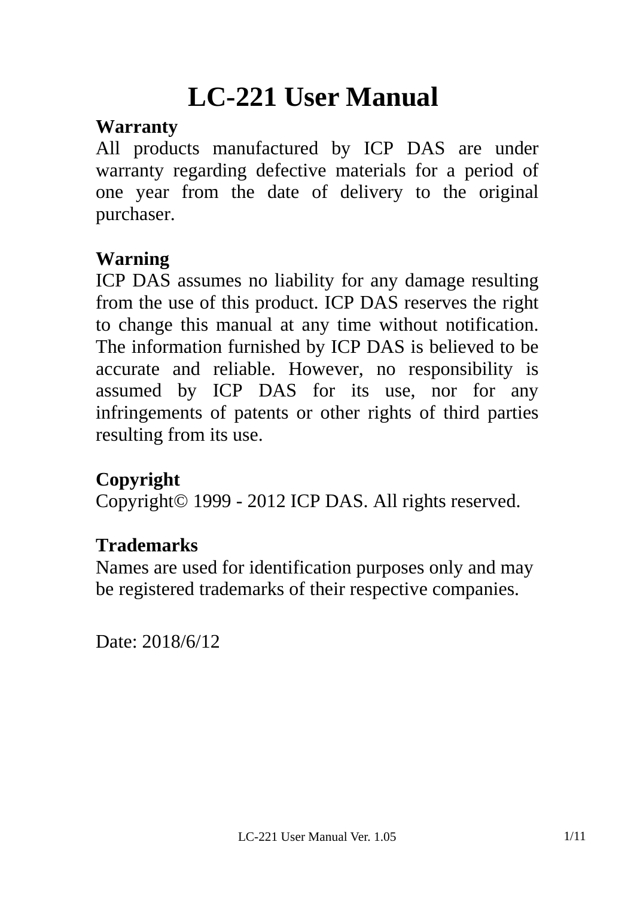# LC-221 User Manual

**Warranty**

All products manufactured by ICP DAS are under warranty regarding defective materials for a period of one year from the date of delivery to the original purchaser.

**Warning**

ICP DAS assumes no liability for any damage resulting from the use of this product. ICP DAS reserves the right to change this manual at any time without notification. The information furnished by ICP DAS is believed to be accurate and reliable. However, no responsibility is assumed by ICP DAS for its use, nor for any infringements of patents or other rights of third parties resulting from its use.

**Copyright**

Copyright© 1999 - 2012 ICP DAS. All rights reserved.

**Trademarks**

Names are used for identification purposes only and may be registered trademarks of their respective companies.

Date: 2018/6/12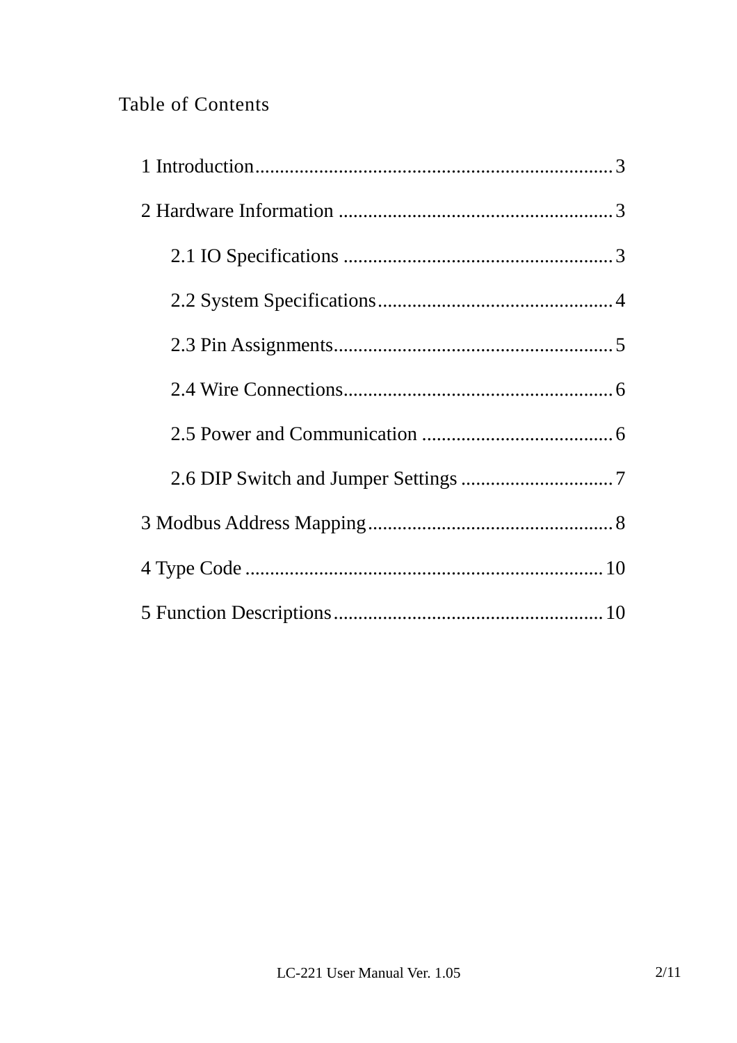# Table of Contents

1 Introduction........................................................................3

2 Hardware Information .......................................................3

  2.1 IO Specifications ......................................................3

  2.2 System Specifications................................................4

  2.3 Pin Assignments........................................................5

  2.4 Wire Connections......................................................6

  2.5 Power and Communication .......................................6

  2.6 DIP Switch and Jumper Settings ...............................7

3 Modbus Address Mapping..................................................8

4 Type Code ........................................................................10

5 Function Descriptions.......................................................10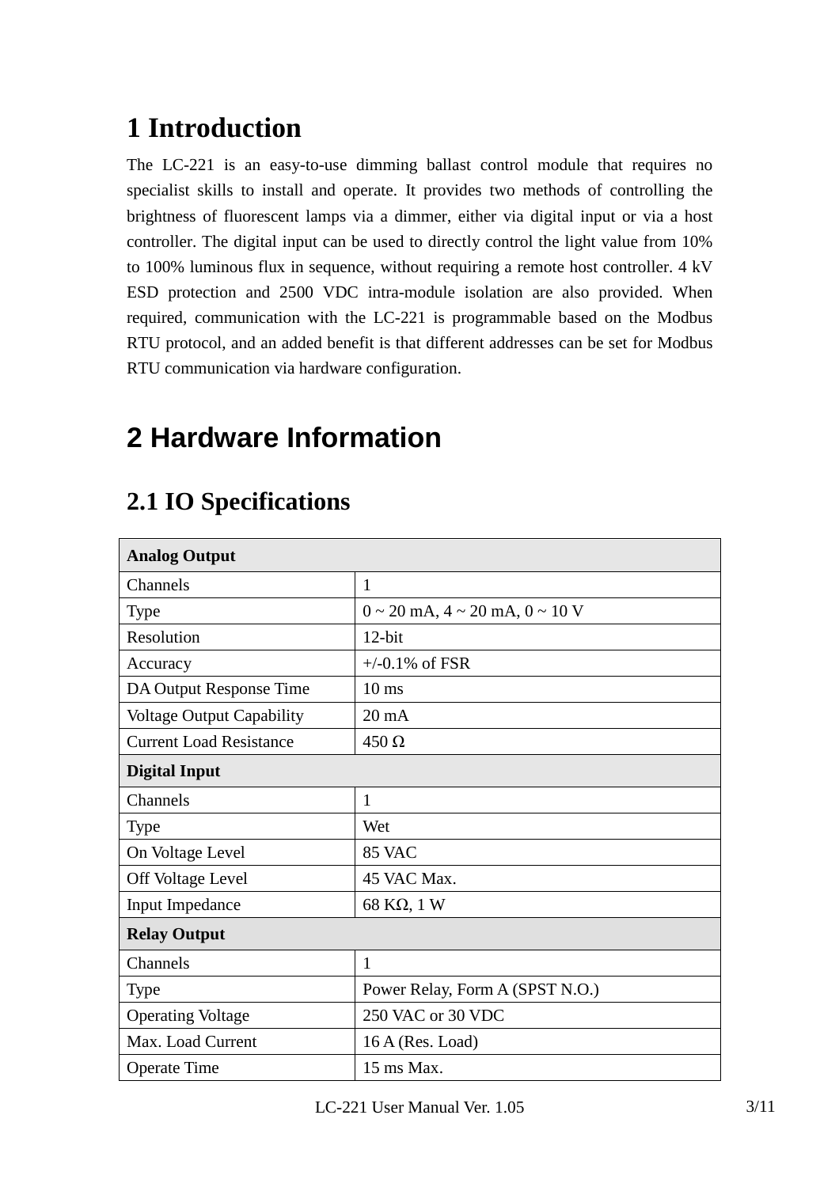# 1 Introduction

The LC-221 is an easy-to-use dimming ballast control module that requires no specialist skills to install and operate. It provides two methods of controlling the brightness of fluorescent lamps via a dimmer, either via digital input or via a host controller. The digital input can be used to directly control the light value from 10% to 100% luminous flux in sequence, without requiring a remote host controller. 4 kV ESD protection and 2500 VDC intra-module isolation are also provided. When required, communication with the LC-221 is programmable based on the Modbus RTU protocol, and an added benefit is that different addresses can be set for Modbus RTU communication via hardware configuration.

# 2 Hardware Information

## 2.1 IO Specifications

| **Analog Output** | |
|---|---|
| Channels | 1 |
| Type | 0 ~ 20 mA, 4 ~ 20 mA, 0 ~ 10 V |
| Resolution | 12-bit |
| Accuracy | +/-0.1% of FSR |
| DA Output Response Time | 10 ms |
| Voltage Output Capability | 20 mA |
| Current Load Resistance | 450 Ω |
| **Digital Input** | |
| Channels | 1 |
| Type | Wet |
| On Voltage Level | 85 VAC |
| Off Voltage Level | 45 VAC Max. |
| Input Impedance | 68 KΩ, 1 W |
| **Relay Output** | |
| Channels | 1 |
| Type | Power Relay, Form A (SPST N.O.) |
| Operating Voltage | 250 VAC or 30 VDC |
| Max. Load Current | 16 A (Res. Load) |
| Operate Time | 15 ms Max. |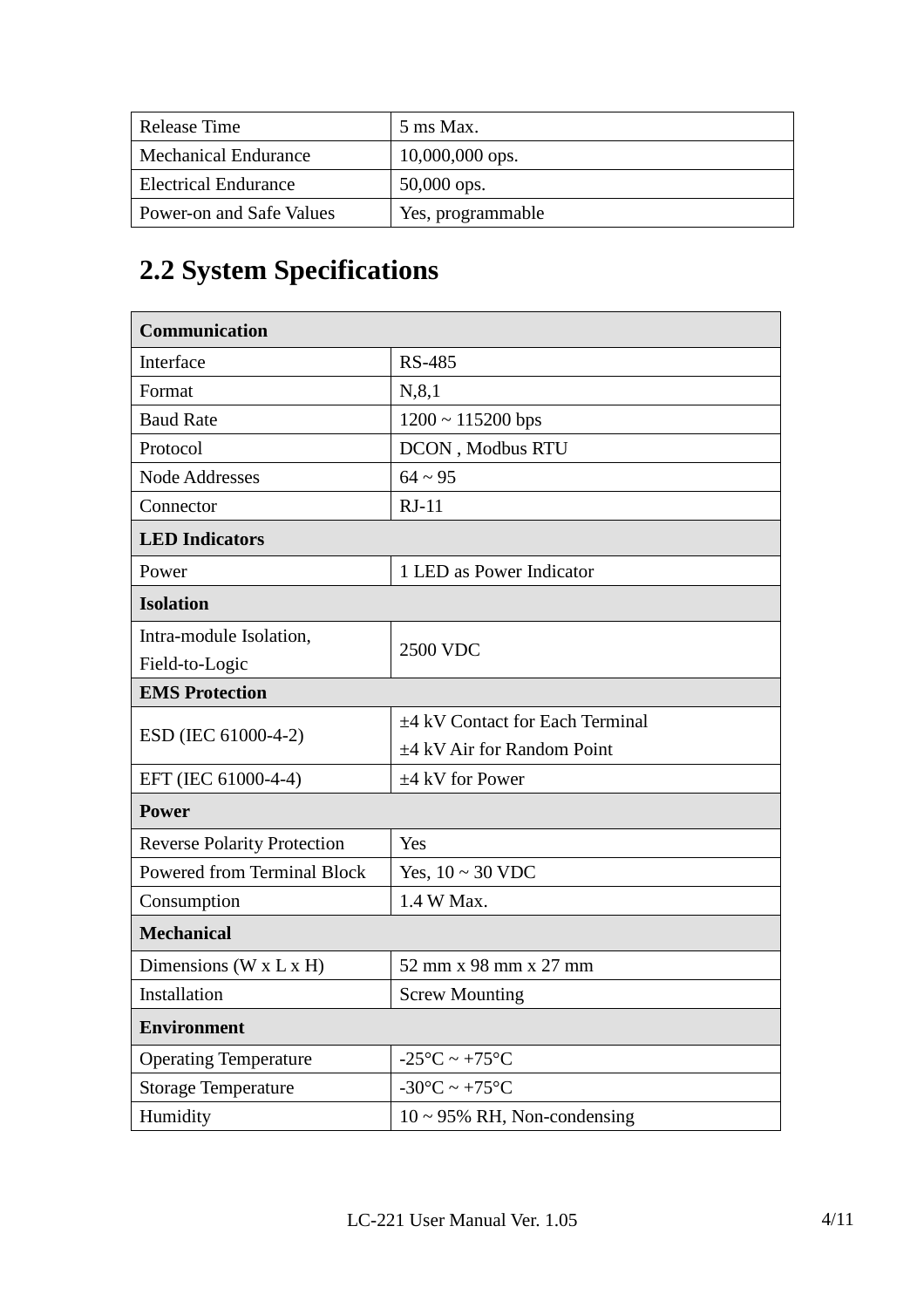| Release Time | 5 ms Max. |
|---|---|
| Mechanical Endurance | 10,000,000 ops. |
| Electrical Endurance | 50,000 ops. |
| Power-on and Safe Values | Yes, programmable |

## 2.2 System Specifications

| **Communication** | |
|---|---|
| Interface | RS-485 |
| Format | N,8,1 |
| Baud Rate | 1200 ~ 115200 bps |
| Protocol | DCON , Modbus RTU |
| Node Addresses | 64 ~ 95 |
| Connector | RJ-11 |
| **LED Indicators** | |
| Power | 1 LED as Power Indicator |
| **Isolation** | |
| Intra-module Isolation, Field-to-Logic | 2500 VDC |
| **EMS Protection** | |
| ESD (IEC 61000-4-2) | ±4 kV Contact for Each Terminal<br>±4 kV Air for Random Point |
| EFT (IEC 61000-4-4) | ±4 kV for Power |
| **Power** | |
| Reverse Polarity Protection | Yes |
| Powered from Terminal Block | Yes, 10 ~ 30 VDC |
| Consumption | 1.4 W Max. |
| **Mechanical** | |
| Dimensions (W x L x H) | 52 mm x 98 mm x 27 mm |
| Installation | Screw Mounting |
| **Environment** | |
| Operating Temperature | -25°C ~ +75°C |
| Storage Temperature | -30°C ~ +75°C |
| Humidity | 10 ~ 95% RH, Non-condensing |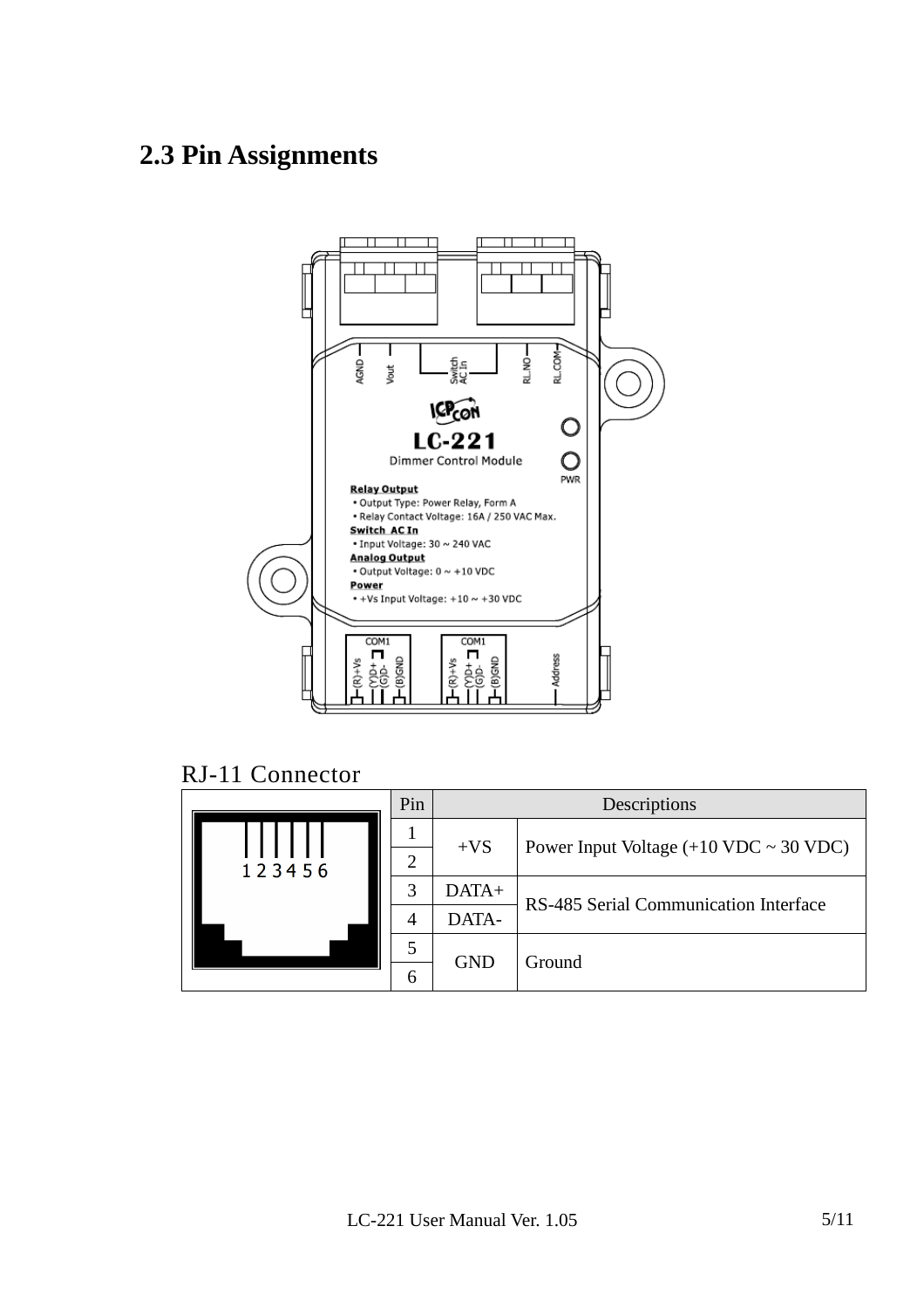## 2.3 Pin Assignments

RJ-11 Connector

| Pin | Descriptions | |
|---|---|---|
| 1 | +VS | Power Input Voltage (+10 VDC ~ 30 VDC) |
| 2 | | |
| 3 | DATA+ | RS-485 Serial Communication Interface |
| 4 | DATA- | |
| 5 | GND | Ground |
| 6 | | |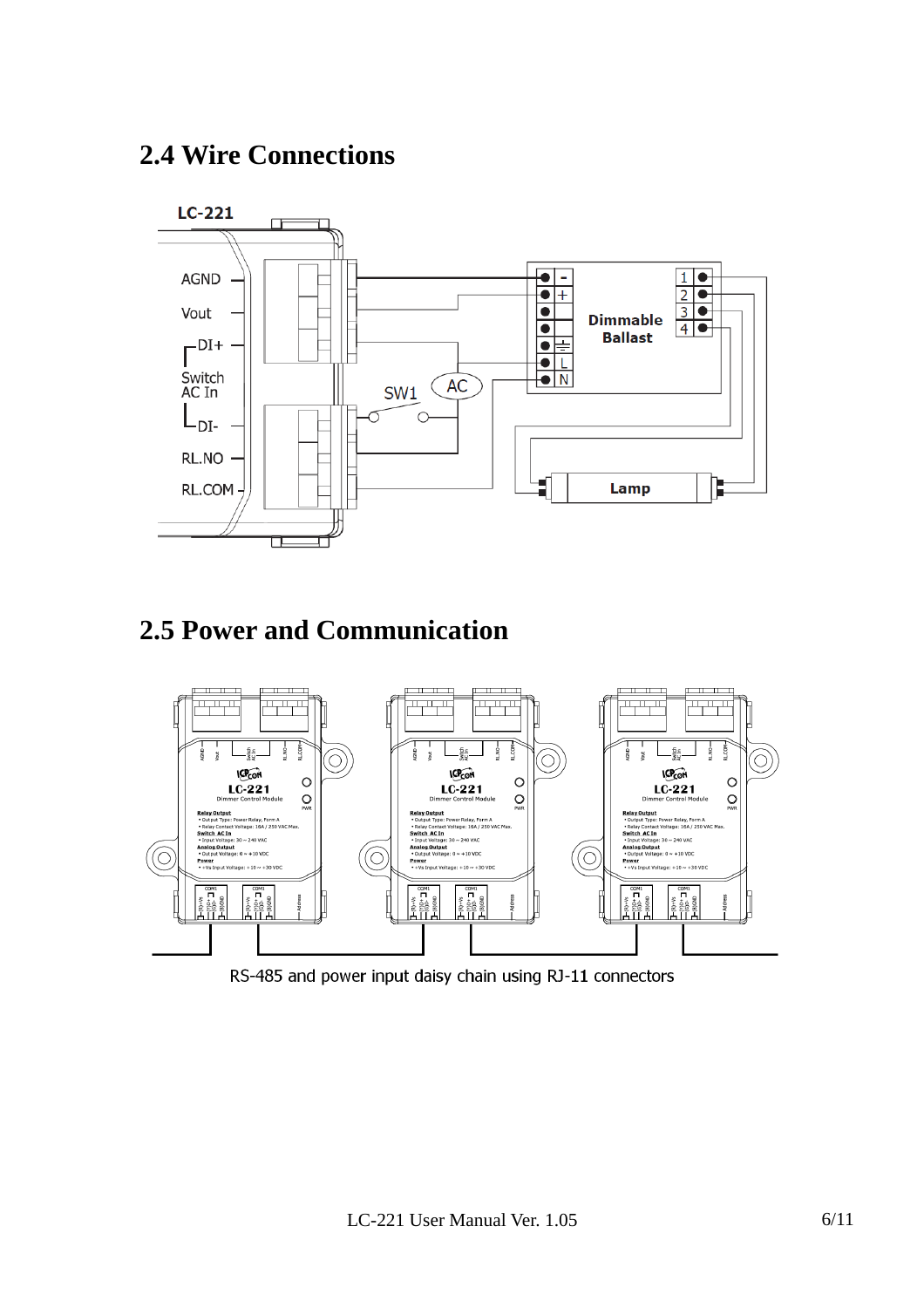## 2.4 Wire Connections

## 2.5 Power and Communication

RS-485 and power input daisy chain using RJ-11 connectors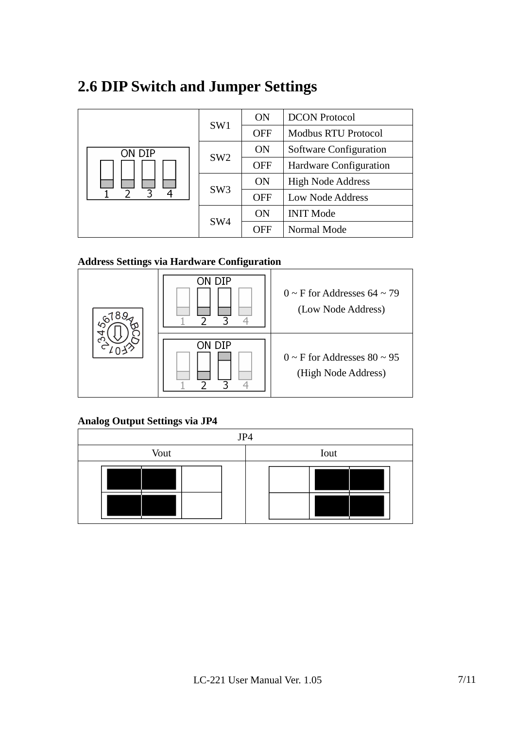## 2.6 DIP Switch and Jumper Settings

| | | | |
|---|---|---|---|
| ON DIP 1 2 3 4 | SW1 | ON | DCON Protocol |
| | | OFF | Modbus RTU Protocol |
| | SW2 | ON | Software Configuration |
| | | OFF | Hardware Configuration |
| | SW3 | ON | High Node Address |
| | | OFF | Low Node Address |
| | SW4 | ON | INIT Mode |
| | | OFF | Normal Mode |

**Address Settings via Hardware Configuration**

| | | |
|---|---|---|
| 0123456789ABCDEF | ON DIP 1 2 3 4 | 0 ~ F for Addresses 64 ~ 79 (Low Node Address) |
| | ON DIP 1 2 3 4 | 0 ~ F for Addresses 80 ~ 95 (High Node Address) |

**Analog Output Settings via JP4**

| JP4 | |
|---|---|
| Vout | Iout |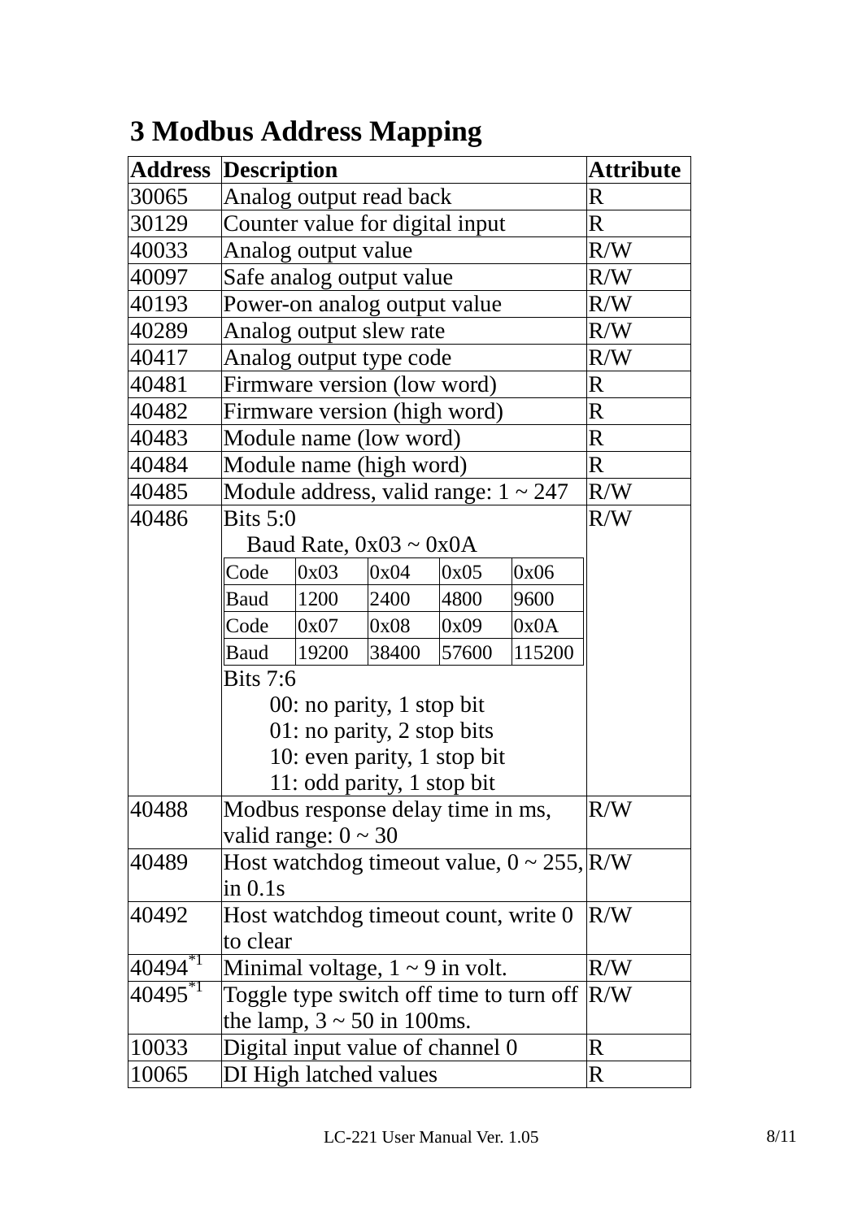# 3 Modbus Address Mapping

| Address | Description | Attribute |
|---|---|---|
| 30065 | Analog output read back | R |
| 30129 | Counter value for digital input | R |
| 40033 | Analog output value | R/W |
| 40097 | Safe analog output value | R/W |
| 40193 | Power-on analog output value | R/W |
| 40289 | Analog output slew rate | R/W |
| 40417 | Analog output type code | R/W |
| 40481 | Firmware version (low word) | R |
| 40482 | Firmware version (high word) | R |
| 40483 | Module name (low word) | R |
| 40484 | Module name (high word) | R |
| 40485 | Module address, valid range: 1 ~ 247 | R/W |
| 40486 | Bits 5:0<br>Baud Rate, 0x03 ~ 0x0A<br>Code: 0x03 / 0x04 / 0x05 / 0x06<br>Baud: 1200 / 2400 / 4800 / 9600<br>Code: 0x07 / 0x08 / 0x09 / 0x0A<br>Baud: 19200 / 38400 / 57600 / 115200<br>Bits 7:6<br>00: no parity, 1 stop bit<br>01: no parity, 2 stop bits<br>10: even parity, 1 stop bit<br>11: odd parity, 1 stop bit | R/W |
| 40488 | Modbus response delay time in ms, valid range: 0 ~ 30 | R/W |
| 40489 | Host watchdog timeout value, 0 ~ 255, in 0.1s | R/W |
| 40492 | Host watchdog timeout count, write 0 to clear | R/W |
| 40494*1 | Minimal voltage, 1 ~ 9 in volt. | R/W |
| 40495*1 | Toggle type switch off time to turn off the lamp, 3 ~ 50 in 100ms. | R/W |
| 10033 | Digital input value of channel 0 | R |
| 10065 | DI High latched values | R |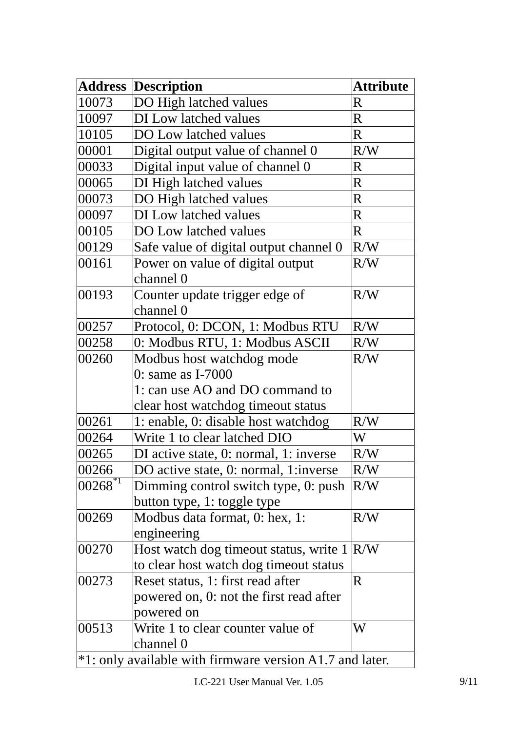| Address | Description | Attribute |
|---|---|---|
| 10073 | DO High latched values | R |
| 10097 | DI Low latched values | R |
| 10105 | DO Low latched values | R |
| 00001 | Digital output value of channel 0 | R/W |
| 00033 | Digital input value of channel 0 | R |
| 00065 | DI High latched values | R |
| 00073 | DO High latched values | R |
| 00097 | DI Low latched values | R |
| 00105 | DO Low latched values | R |
| 00129 | Safe value of digital output channel 0 | R/W |
| 00161 | Power on value of digital output channel 0 | R/W |
| 00193 | Counter update trigger edge of channel 0 | R/W |
| 00257 | Protocol, 0: DCON, 1: Modbus RTU | R/W |
| 00258 | 0: Modbus RTU, 1: Modbus ASCII | R/W |
| 00260 | Modbus host watchdog mode<br>0: same as I-7000<br>1: can use AO and DO command to clear host watchdog timeout status | R/W |
| 00261 | 1: enable, 0: disable host watchdog | R/W |
| 00264 | Write 1 to clear latched DIO | W |
| 00265 | DI active state, 0: normal, 1: inverse | R/W |
| 00266 | DO active state, 0: normal, 1:inverse | R/W |
| 00268*1 | Dimming control switch type, 0: push button type, 1: toggle type | R/W |
| 00269 | Modbus data format, 0: hex, 1: engineering | R/W |
| 00270 | Host watch dog timeout status, write 1 to clear host watch dog timeout status | R/W |
| 00273 | Reset status, 1: first read after powered on, 0: not the first read after powered on | R |
| 00513 | Write 1 to clear counter value of channel 0 | W |
| *1: only available with firmware version A1.7 and later. | | |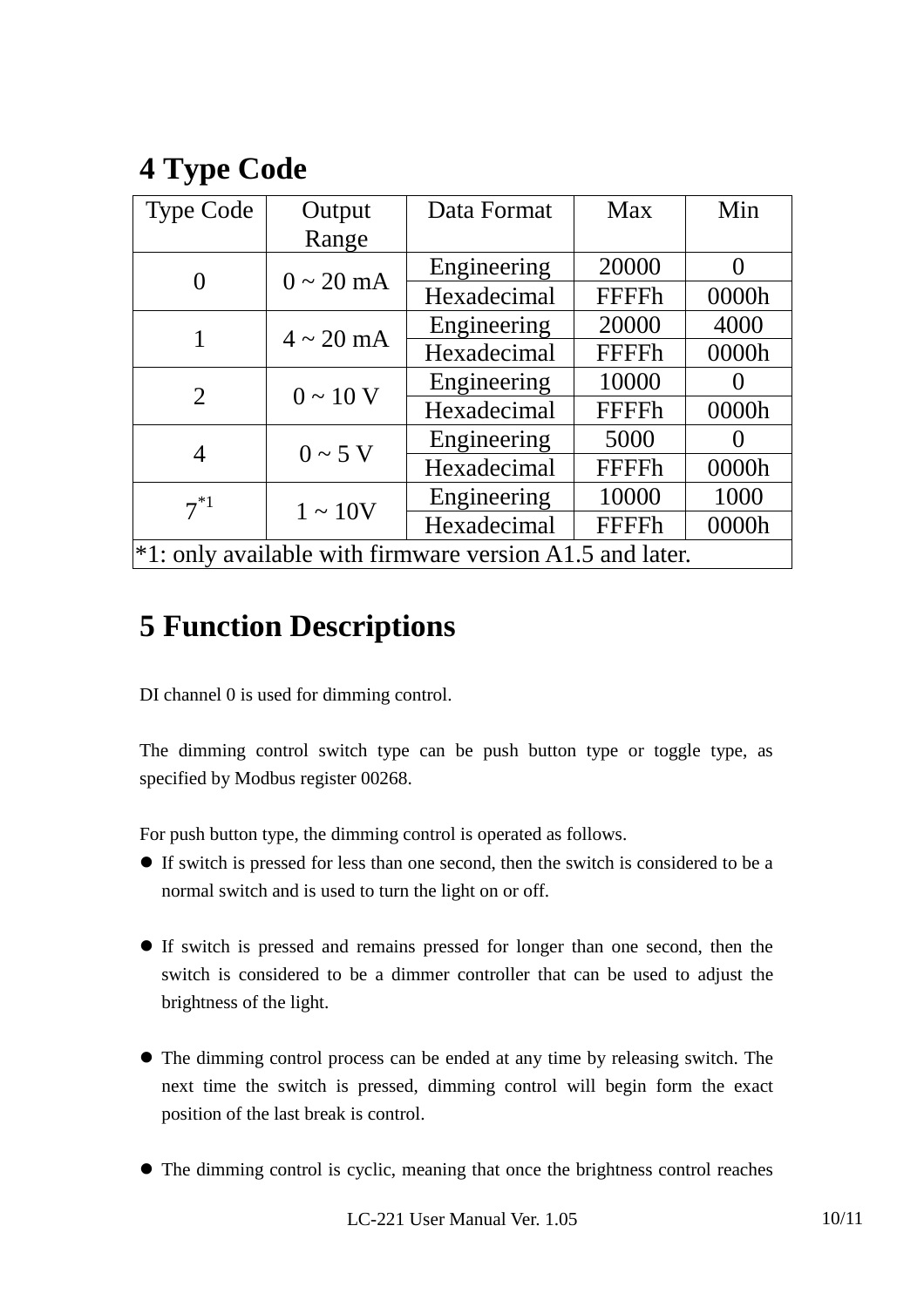# 4 Type Code

| Type Code | Output Range | Data Format | Max | Min |
|---|---|---|---|---|
| 0 | 0 ~ 20 mA | Engineering | 20000 | 0 |
| | | Hexadecimal | FFFFh | 0000h |
| 1 | 4 ~ 20 mA | Engineering | 20000 | 4000 |
| | | Hexadecimal | FFFFh | 0000h |
| 2 | 0 ~ 10 V | Engineering | 10000 | 0 |
| | | Hexadecimal | FFFFh | 0000h |
| 4 | 0 ~ 5 V | Engineering | 5000 | 0 |
| | | Hexadecimal | FFFFh | 0000h |
| 7[*1] | 1 ~ 10V | Engineering | 10000 | 1000 |
| | | Hexadecimal | FFFFh | 0000h |
| *1: only available with firmware version A1.5 and later. | | | | |

# 5 Function Descriptions

DI channel 0 is used for dimming control.

The dimming control switch type can be push button type or toggle type, as specified by Modbus register 00268.

For push button type, the dimming control is operated as follows.

- If switch is pressed for less than one second, then the switch is considered to be a normal switch and is used to turn the light on or off.

- If switch is pressed and remains pressed for longer than one second, then the switch is considered to be a dimmer controller that can be used to adjust the brightness of the light.

- The dimming control process can be ended at any time by releasing switch. The next time the switch is pressed, dimming control will begin form the exact position of the last break is control.

- The dimming control is cyclic, meaning that once the brightness control reaches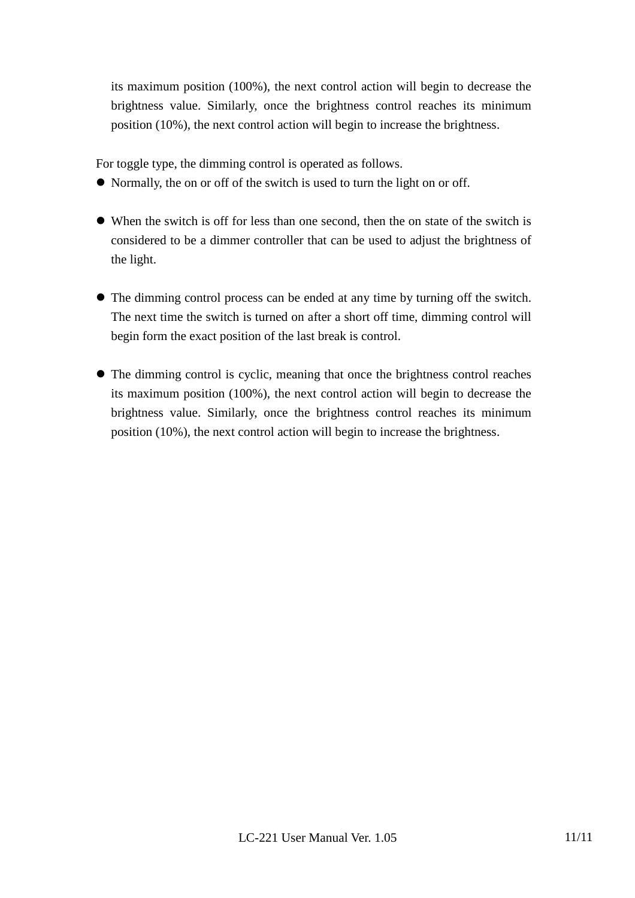its maximum position (100%), the next control action will begin to decrease the brightness value. Similarly, once the brightness control reaches its minimum position (10%), the next control action will begin to increase the brightness.

For toggle type, the dimming control is operated as follows.

- Normally, the on or off of the switch is used to turn the light on or off.

- When the switch is off for less than one second, then the on state of the switch is considered to be a dimmer controller that can be used to adjust the brightness of the light.

- The dimming control process can be ended at any time by turning off the switch. The next time the switch is turned on after a short off time, dimming control will begin form the exact position of the last break is control.

- The dimming control is cyclic, meaning that once the brightness control reaches its maximum position (100%), the next control action will begin to decrease the brightness value. Similarly, once the brightness control reaches its minimum position (10%), the next control action will begin to increase the brightness.